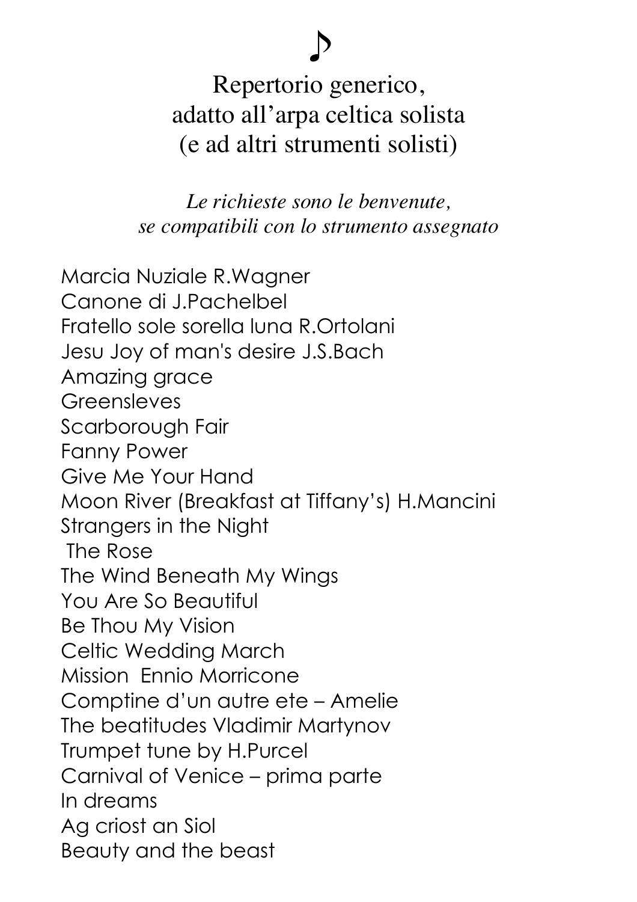♪

# Repertorio generico, adatto all’arpa celtica solista (e ad altri strumenti solisti)

*Le richieste sono le benvenute, se compatibili con lo strumento assegnato*

Marcia Nuziale R.Wagner
Canone di J.Pachelbel
Fratello sole sorella luna R.Ortolani
Jesu Joy of man's desire J.S.Bach
Amazing grace
Greensleves
Scarborough Fair
Fanny Power
Give Me Your Hand
Moon River (Breakfast at Tiffany’s) H.Mancini
Strangers in the Night
The Rose
The Wind Beneath My Wings
You Are So Beautiful
Be Thou My Vision
Celtic Wedding March
Mission Ennio Morricone
Comptine d’un autre ete – Amelie
The beatitudes Vladimir Martynov
Trumpet tune by H.Purcel
Carnival of Venice – prima parte
In dreams
Ag criost an Siol
Beauty and the beast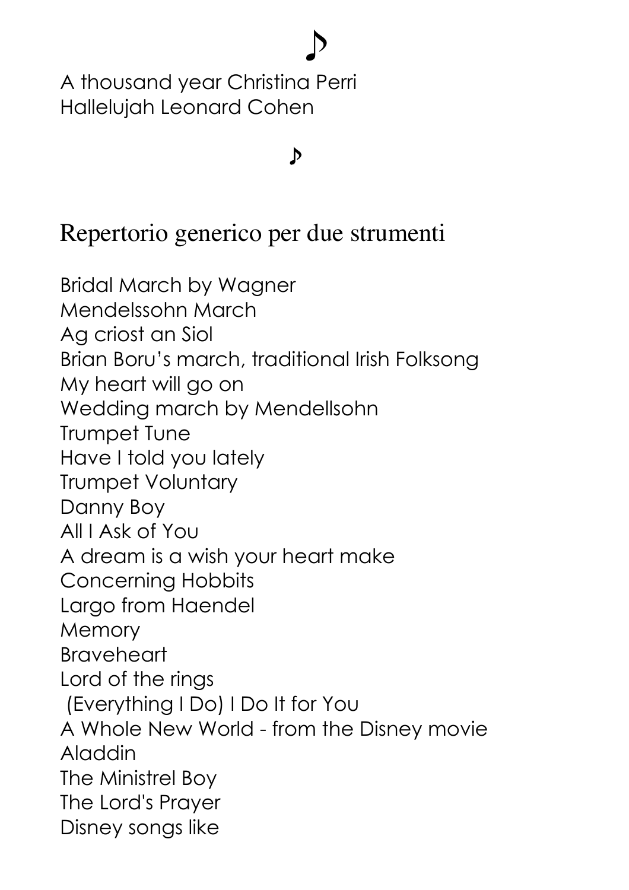♪

A thousand year Christina Perri
Hallelujah Leonard Cohen

♪

## Repertorio generico per due strumenti

Bridal March by Wagner
Mendelssohn March
Ag criost an Siol
Brian Boru's march, traditional Irish Folksong
My heart will go on
Wedding march by Mendellsohn
Trumpet Tune
Have I told you lately
Trumpet Voluntary
Danny Boy
All I Ask of You
A dream is a wish your heart make
Concerning Hobbits
Largo from Haendel
Memory
Braveheart
Lord of the rings
(Everything I Do) I Do It for You
A Whole New World - from the Disney movie Aladdin
The Ministrel Boy
The Lord's Prayer
Disney songs like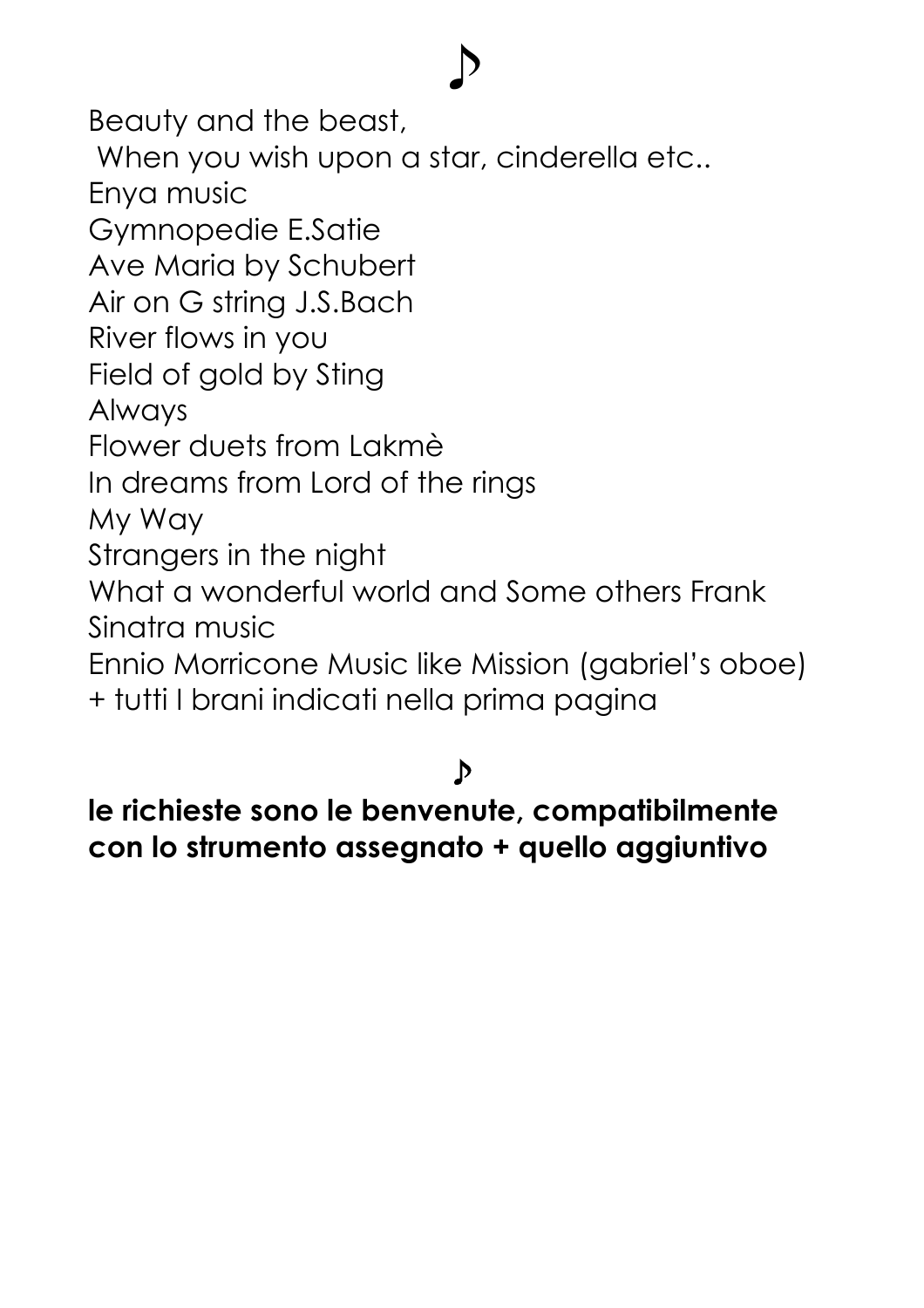♪

Beauty and the beast,
When you wish upon a star, cinderella etc..
Enya music
Gymnopedie E.Satie
Ave Maria by Schubert
Air on G string J.S.Bach
River flows in you
Field of gold by Sting
Always
Flower duets from Lakmè
In dreams from Lord of the rings
My Way
Strangers in the night
What a wonderful world and Some others Frank Sinatra music
Ennio Morricone Music like Mission (gabriel's oboe)
+ tutti I brani indicati nella prima pagina

♪

**le richieste sono le benvenute, compatibilmente con lo strumento assegnato + quello aggiuntivo**